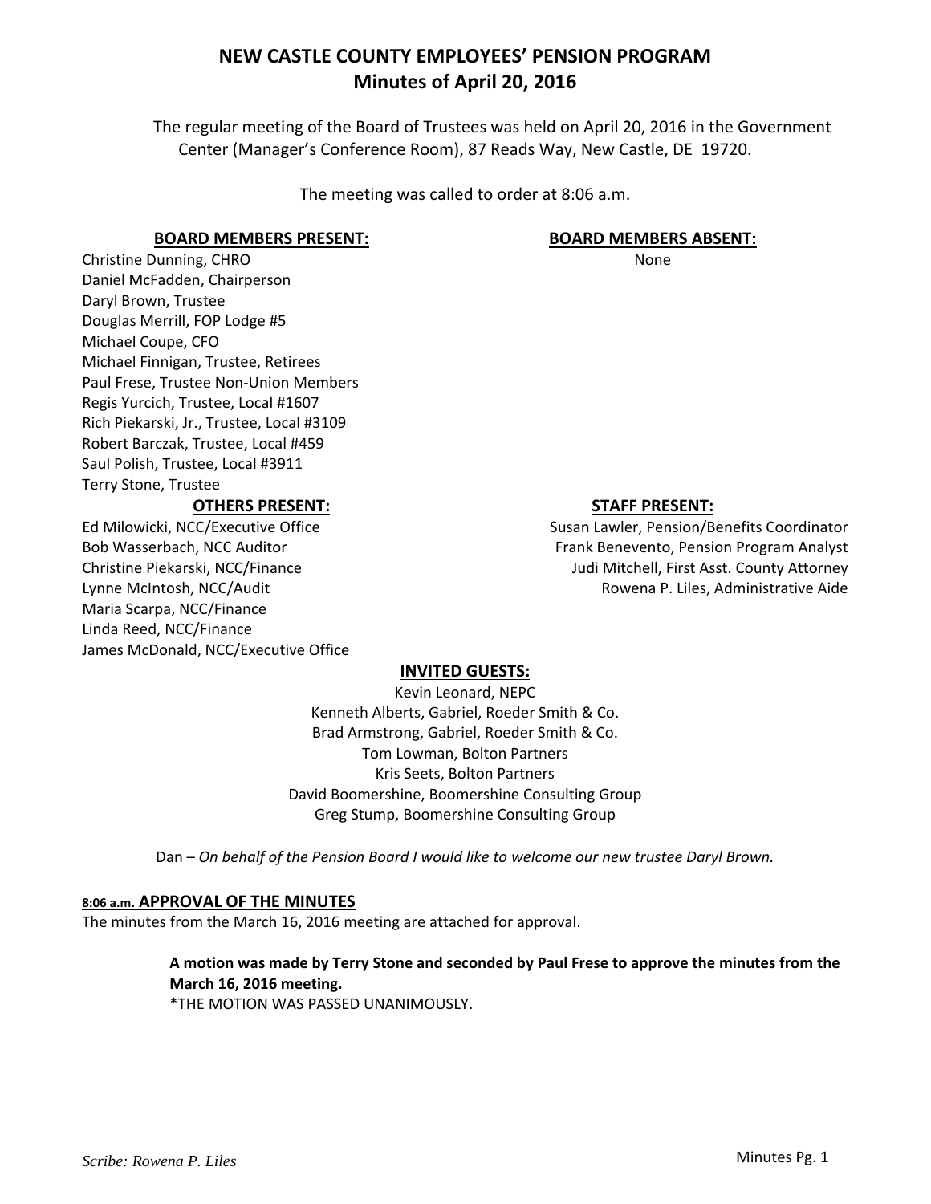# NEW CASTLE COUNTY EMPLOYEES' PENSION PROGRAM
## Minutes of April 20, 2016

The regular meeting of the Board of Trustees was held on April 20, 2016 in the Government Center (Manager's Conference Room), 87 Reads Way, New Castle, DE 19720.

The meeting was called to order at 8:06 a.m.

**BOARD MEMBERS PRESENT:**

Christine Dunning, CHRO
Daniel McFadden, Chairperson
Daryl Brown, Trustee
Douglas Merrill, FOP Lodge #5
Michael Coupe, CFO
Michael Finnigan, Trustee, Retirees
Paul Frese, Trustee Non-Union Members
Regis Yurcich, Trustee, Local #1607
Rich Piekarski, Jr., Trustee, Local #3109
Robert Barczak, Trustee, Local #459
Saul Polish, Trustee, Local #3911
Terry Stone, Trustee

**BOARD MEMBERS ABSENT:**

None

**OTHERS PRESENT:**

Ed Milowicki, NCC/Executive Office
Bob Wasserbach, NCC Auditor
Christine Piekarski, NCC/Finance
Lynne McIntosh, NCC/Audit
Maria Scarpa, NCC/Finance
Linda Reed, NCC/Finance
James McDonald, NCC/Executive Office

**STAFF PRESENT:**

Susan Lawler, Pension/Benefits Coordinator
Frank Benevento, Pension Program Analyst
Judi Mitchell, First Asst. County Attorney
Rowena P. Liles, Administrative Aide

**INVITED GUESTS:**

Kevin Leonard, NEPC
Kenneth Alberts, Gabriel, Roeder Smith & Co.
Brad Armstrong, Gabriel, Roeder Smith & Co.
Tom Lowman, Bolton Partners
Kris Seets, Bolton Partners
David Boomershine, Boomershine Consulting Group
Greg Stump, Boomershine Consulting Group

Dan – *On behalf of the Pension Board I would like to welcome our new trustee Daryl Brown.*

**8:06 a.m. APPROVAL OF THE MINUTES**

The minutes from the March 16, 2016 meeting are attached for approval.

> **A motion was made by Terry Stone and seconded by Paul Frese to approve the minutes from the March 16, 2016 meeting.**
> *THE MOTION WAS PASSED UNANIMOUSLY.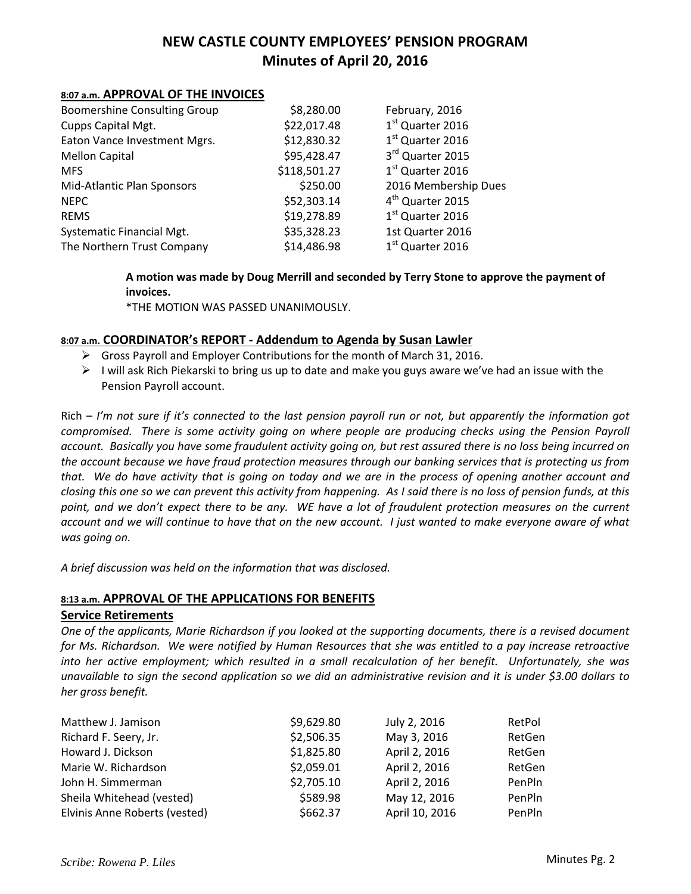# NEW CASTLE COUNTY EMPLOYEES' PENSION PROGRAM
## Minutes of April 20, 2016

### 8:07 a.m. APPROVAL OF THE INVOICES

| | | |
|---|---|---|
| Boomershine Consulting Group | $8,280.00 | February, 2016 |
| Cupps Capital Mgt. | $22,017.48 | 1st Quarter 2016 |
| Eaton Vance Investment Mgrs. | $12,830.32 | 1st Quarter 2016 |
| Mellon Capital | $95,428.47 | 3rd Quarter 2015 |
| MFS | $118,501.27 | 1st Quarter 2016 |
| Mid-Atlantic Plan Sponsors | $250.00 | 2016 Membership Dues |
| NEPC | $52,303.14 | 4th Quarter 2015 |
| REMS | $19,278.89 | 1st Quarter 2016 |
| Systematic Financial Mgt. | $35,328.23 | 1st Quarter 2016 |
| The Northern Trust Company | $14,486.98 | 1st Quarter 2016 |

**A motion was made by Doug Merrill and seconded by Terry Stone to approve the payment of invoices.**
*THE MOTION WAS PASSED UNANIMOUSLY.

### 8:07 a.m. COORDINATOR's REPORT - Addendum to Agenda by Susan Lawler

- Gross Payroll and Employer Contributions for the month of March 31, 2016.
- I will ask Rich Piekarski to bring us up to date and make you guys aware we've had an issue with the Pension Payroll account.

Rich – *I'm not sure if it's connected to the last pension payroll run or not, but apparently the information got compromised. There is some activity going on where people are producing checks using the Pension Payroll account. Basically you have some fraudulent activity going on, but rest assured there is no loss being incurred on the account because we have fraud protection measures through our banking services that is protecting us from that. We do have activity that is going on today and we are in the process of opening another account and closing this one so we can prevent this activity from happening. As I said there is no loss of pension funds, at this point, and we don't expect there to be any. WE have a lot of fraudulent protection measures on the current account and we will continue to have that on the new account. I just wanted to make everyone aware of what was going on.*

*A brief discussion was held on the information that was disclosed.*

### 8:13 a.m. APPROVAL OF THE APPLICATIONS FOR BENEFITS

#### Service Retirements

*One of the applicants, Marie Richardson if you looked at the supporting documents, there is a revised document for Ms. Richardson. We were notified by Human Resources that she was entitled to a pay increase retroactive into her active employment; which resulted in a small recalculation of her benefit. Unfortunately, she was unavailable to sign the second application so we did an administrative revision and it is under $3.00 dollars to her gross benefit.*

| | | | |
|---|---|---|---|
| Matthew J. Jamison | $9,629.80 | July 2, 2016 | RetPol |
| Richard F. Seery, Jr. | $2,506.35 | May 3, 2016 | RetGen |
| Howard J. Dickson | $1,825.80 | April 2, 2016 | RetGen |
| Marie W. Richardson | $2,059.01 | April 2, 2016 | RetGen |
| John H. Simmerman | $2,705.10 | April 2, 2016 | PenPln |
| Sheila Whitehead (vested) | $589.98 | May 12, 2016 | PenPln |
| Elvinis Anne Roberts (vested) | $662.37 | April 10, 2016 | PenPln |

*Scribe: Rowena P. Liles*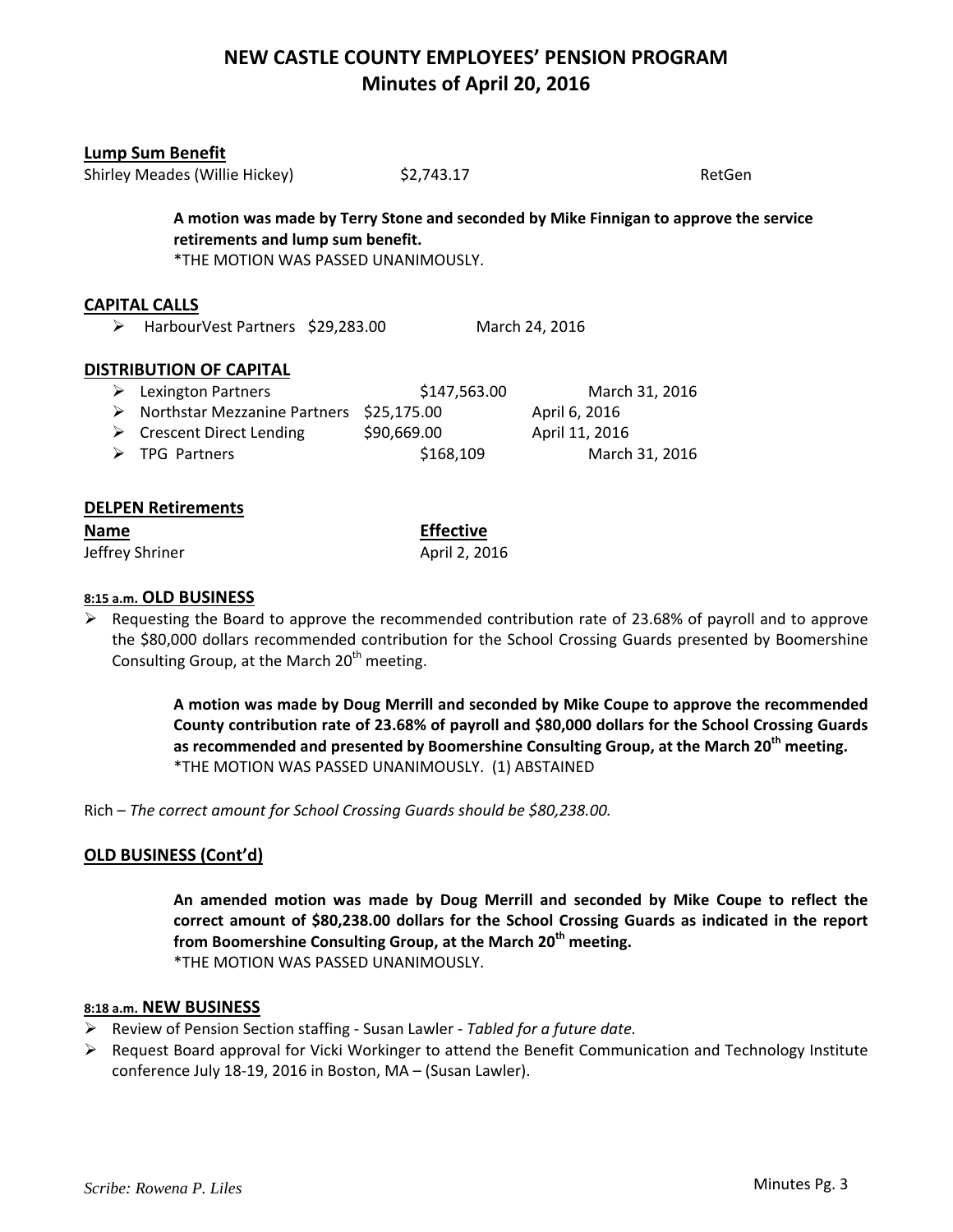**Lump Sum Benefit**

| | | |
|---|---|---|
| Shirley Meades (Willie Hickey) | $2,743.17 | RetGen |

> **A motion was made by Terry Stone and seconded by Mike Finnigan to approve the service retirements and lump sum benefit.**
> *THE MOTION WAS PASSED UNANIMOUSLY.

**CAPITAL CALLS**

- HarbourVest Partners $29,283.00 March 24, 2016

**DISTRIBUTION OF CAPITAL**

- Lexington Partners $147,563.00 March 31, 2016
- Northstar Mezzanine Partners $25,175.00 April 6, 2016
- Crescent Direct Lending $90,669.00 April 11, 2016
- TPG Partners $168,109 March 31, 2016

**DELPEN Retirements**

| Name | Effective |
|---|---|
| Jeffrey Shriner | April 2, 2016 |

**8:15 a.m. OLD BUSINESS**

- Requesting the Board to approve the recommended contribution rate of 23.68% of payroll and to approve the $80,000 dollars recommended contribution for the School Crossing Guards presented by Boomershine Consulting Group, at the March 20th meeting.

> **A motion was made by Doug Merrill and seconded by Mike Coupe to approve the recommended County contribution rate of 23.68% of payroll and $80,000 dollars for the School Crossing Guards as recommended and presented by Boomershine Consulting Group, at the March 20th meeting.**
> *THE MOTION WAS PASSED UNANIMOUSLY. (1) ABSTAINED

Rich – *The correct amount for School Crossing Guards should be $80,238.00.*

**OLD BUSINESS (Cont'd)**

> **An amended motion was made by Doug Merrill and seconded by Mike Coupe to reflect the correct amount of $80,238.00 dollars for the School Crossing Guards as indicated in the report from Boomershine Consulting Group, at the March 20th meeting.**
> *THE MOTION WAS PASSED UNANIMOUSLY.

**8:18 a.m. NEW BUSINESS**

- Review of Pension Section staffing - Susan Lawler - *Tabled for a future date.*
- Request Board approval for Vicki Workinger to attend the Benefit Communication and Technology Institute conference July 18-19, 2016 in Boston, MA – (Susan Lawler).

*Scribe: Rowena P. Liles*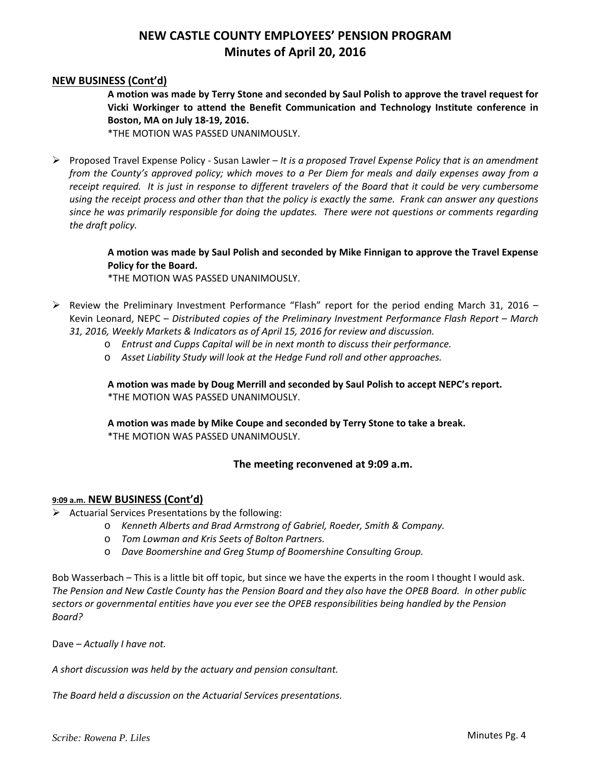## NEW BUSINESS (Cont'd)

**A motion was made by Terry Stone and seconded by Saul Polish to approve the travel request for Vicki Workinger to attend the Benefit Communication and Technology Institute conference in Boston, MA on July 18-19, 2016.**
*THE MOTION WAS PASSED UNANIMOUSLY.

- Proposed Travel Expense Policy - Susan Lawler – *It is a proposed Travel Expense Policy that is an amendment from the County's approved policy; which moves to a Per Diem for meals and daily expenses away from a receipt required. It is just in response to different travelers of the Board that it could be very cumbersome using the receipt process and other than that the policy is exactly the same. Frank can answer any questions since he was primarily responsible for doing the updates. There were not questions or comments regarding the draft policy.*

**A motion was made by Saul Polish and seconded by Mike Finnigan to approve the Travel Expense Policy for the Board.**
*THE MOTION WAS PASSED UNANIMOUSLY.

- Review the Preliminary Investment Performance "Flash" report for the period ending March 31, 2016 – Kevin Leonard, NEPC – *Distributed copies of the Preliminary Investment Performance Flash Report – March 31, 2016, Weekly Markets & Indicators as of April 15, 2016 for review and discussion.*
  - *Entrust and Cupps Capital will be in next month to discuss their performance.*
  - *Asset Liability Study will look at the Hedge Fund roll and other approaches.*

**A motion was made by Doug Merrill and seconded by Saul Polish to accept NEPC's report.**
*THE MOTION WAS PASSED UNANIMOUSLY.

**A motion was made by Mike Coupe and seconded by Terry Stone to take a break.**
*THE MOTION WAS PASSED UNANIMOUSLY.

**The meeting reconvened at 9:09 a.m.**

## 9:09 a.m. NEW BUSINESS (Cont'd)

- Actuarial Services Presentations by the following:
  - *Kenneth Alberts and Brad Armstrong of Gabriel, Roeder, Smith & Company.*
  - *Tom Lowman and Kris Seets of Bolton Partners.*
  - *Dave Boomershine and Greg Stump of Boomershine Consulting Group.*

Bob Wasserbach – This is a little bit off topic, but since we have the experts in the room I thought I would ask. *The Pension and New Castle County has the Pension Board and they also have the OPEB Board. In other public sectors or governmental entities have you ever see the OPEB responsibilities being handled by the Pension Board?*

Dave – *Actually I have not.*

*A short discussion was held by the actuary and pension consultant.*

*The Board held a discussion on the Actuarial Services presentations.*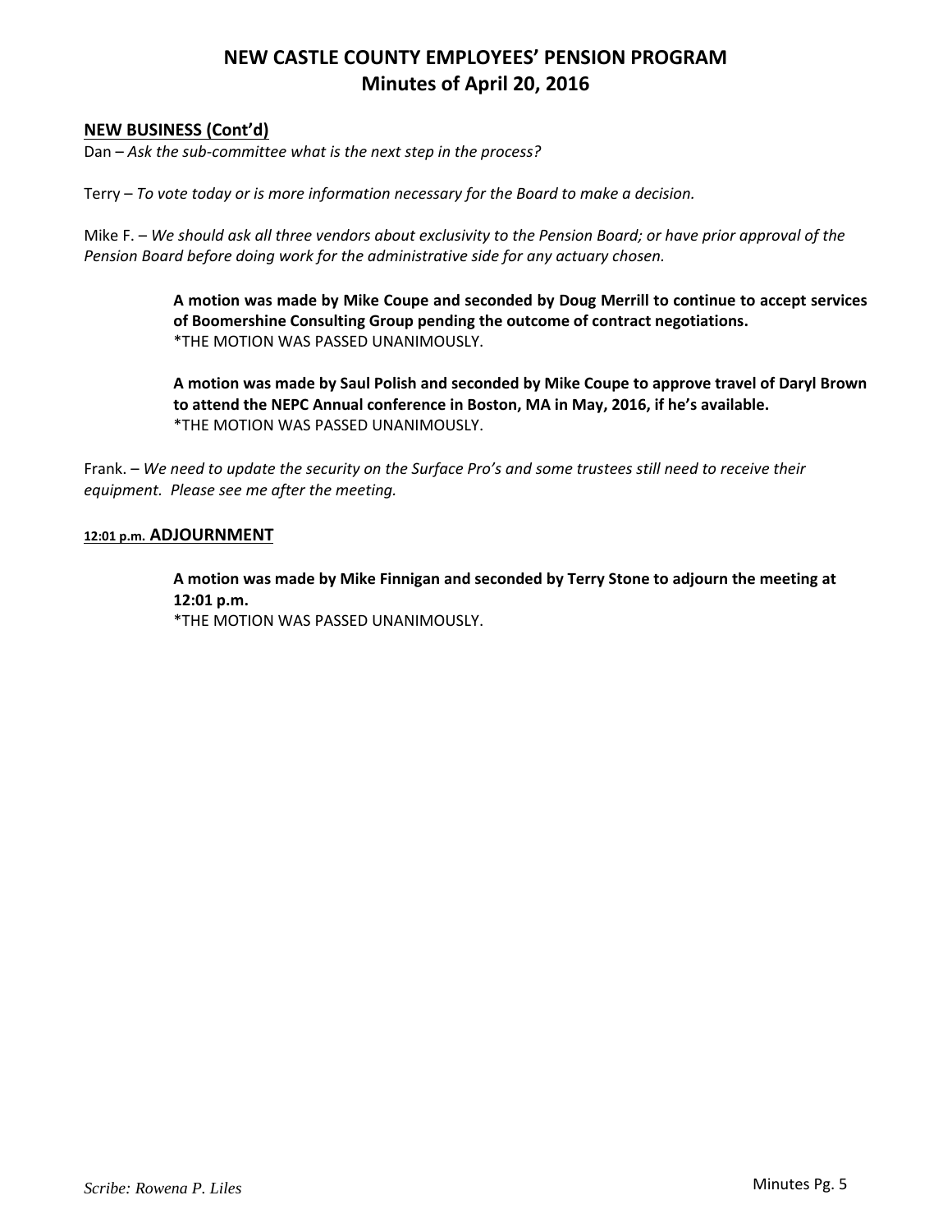## NEW BUSINESS (Cont'd)

Dan – *Ask the sub-committee what is the next step in the process?*

Terry – *To vote today or is more information necessary for the Board to make a decision.*

Mike F. – *We should ask all three vendors about exclusivity to the Pension Board; or have prior approval of the Pension Board before doing work for the administrative side for any actuary chosen.*

> **A motion was made by Mike Coupe and seconded by Doug Merrill to continue to accept services of Boomershine Consulting Group pending the outcome of contract negotiations.**
> *THE MOTION WAS PASSED UNANIMOUSLY.

> **A motion was made by Saul Polish and seconded by Mike Coupe to approve travel of Daryl Brown to attend the NEPC Annual conference in Boston, MA in May, 2016, if he's available.**
> *THE MOTION WAS PASSED UNANIMOUSLY.

Frank. – *We need to update the security on the Surface Pro's and some trustees still need to receive their equipment. Please see me after the meeting.*

## 12:01 p.m. ADJOURNMENT

> **A motion was made by Mike Finnigan and seconded by Terry Stone to adjourn the meeting at 12:01 p.m.**
> *THE MOTION WAS PASSED UNANIMOUSLY.

*Scribe: Rowena P. Liles*